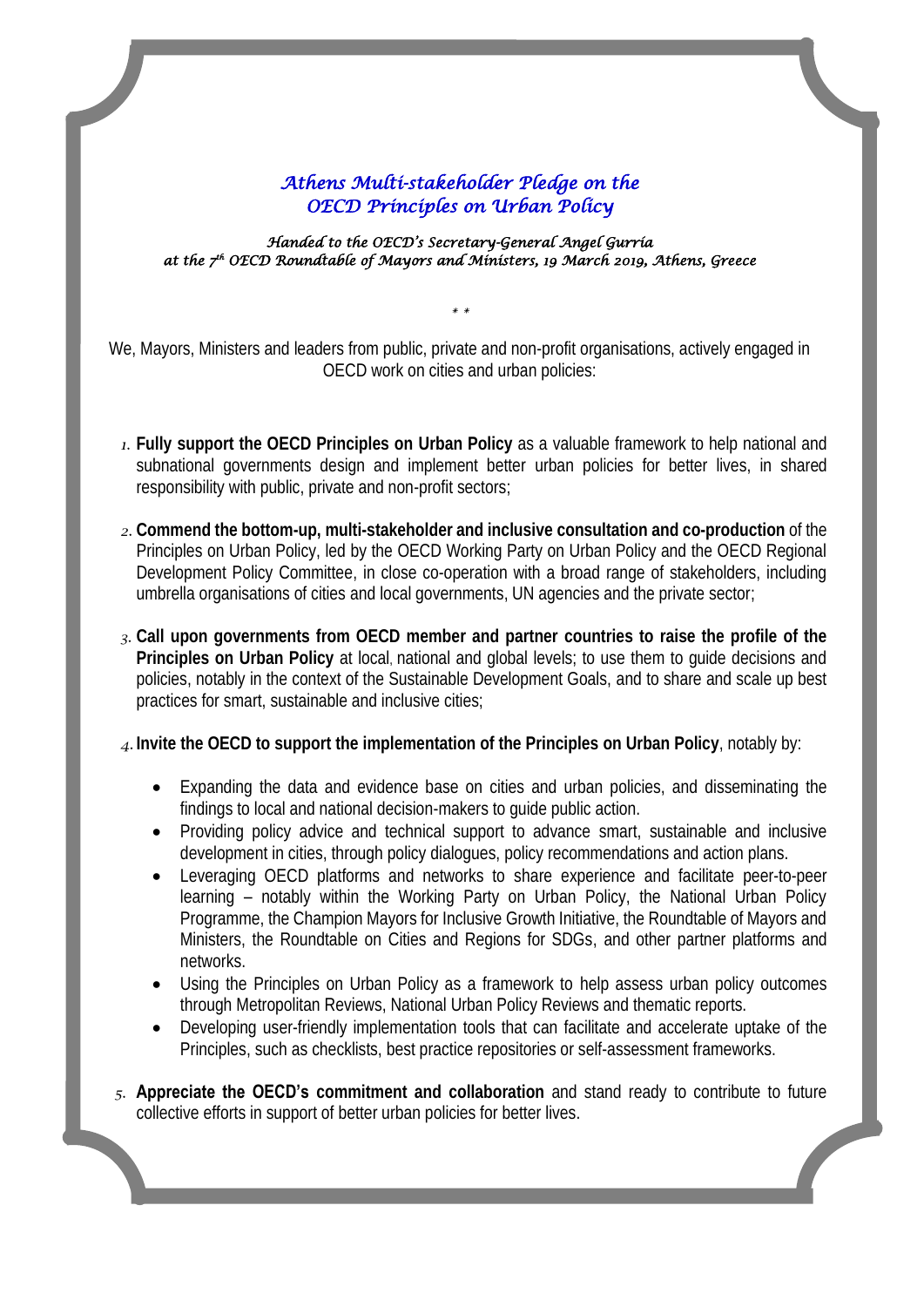# *Athens Multi-stakeholder Pledge on the OECD Principles on Urban Policy*

*Handed to the OECD's Secretary-General Angel Gurría at the 7th OECD Roundtable of Mayors and Ministers, 19 March 2019, Athens, Greece*

\* \*

We, Mayors, Ministers and leaders from public, private and non-profit organisations, actively engaged in OECD work on cities and urban policies:

1. **Fully support the OECD Principles on Urban Policy** as a valuable framework to help national and subnational governments design and implement better urban policies for better lives, in shared responsibility with public, private and non-profit sectors;

2. **Commend the bottom-up, multi-stakeholder and inclusive consultation and co-production** of the Principles on Urban Policy, led by the OECD Working Party on Urban Policy and the OECD Regional Development Policy Committee, in close co-operation with a broad range of stakeholders, including umbrella organisations of cities and local governments, UN agencies and the private sector;

3. **Call upon governments from OECD member and partner countries to raise the profile of the Principles on Urban Policy** at local, national and global levels; to use them to guide decisions and policies, notably in the context of the Sustainable Development Goals, and to share and scale up best practices for smart, sustainable and inclusive cities;

4. **Invite the OECD to support the implementation of the Principles on Urban Policy**, notably by:
   - Expanding the data and evidence base on cities and urban policies, and disseminating the findings to local and national decision-makers to guide public action.
   - Providing policy advice and technical support to advance smart, sustainable and inclusive development in cities, through policy dialogues, policy recommendations and action plans.
   - Leveraging OECD platforms and networks to share experience and facilitate peer-to-peer learning – notably within the Working Party on Urban Policy, the National Urban Policy Programme, the Champion Mayors for Inclusive Growth Initiative, the Roundtable of Mayors and Ministers, the Roundtable on Cities and Regions for SDGs, and other partner platforms and networks.
   - Using the Principles on Urban Policy as a framework to help assess urban policy outcomes through Metropolitan Reviews, National Urban Policy Reviews and thematic reports.
   - Developing user-friendly implementation tools that can facilitate and accelerate uptake of the Principles, such as checklists, best practice repositories or self-assessment frameworks.

5. **Appreciate the OECD's commitment and collaboration** and stand ready to contribute to future collective efforts in support of better urban policies for better lives.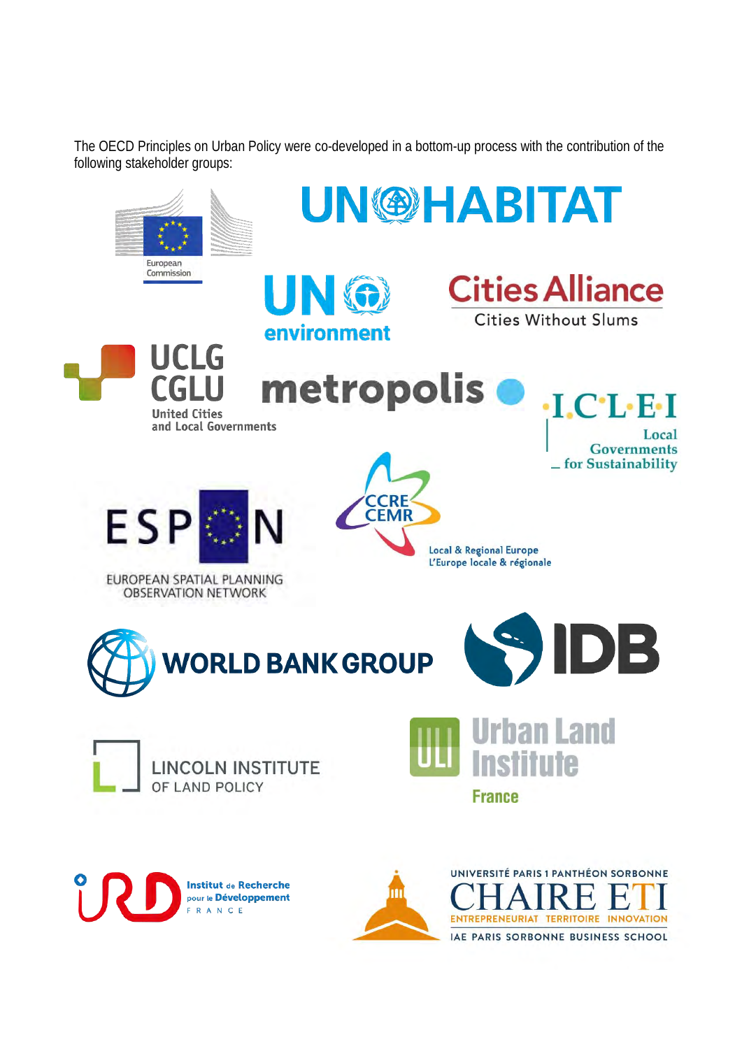The OECD Principles on Urban Policy were co-developed in a bottom-up process with the contribution of the following stakeholder groups:

European Commission

UN-HABITAT

UN environment

Cities Alliance
Cities Without Slums

UCLG
CGLU
United Cities and Local Governments

metropolis

ICLEI
Local Governments for Sustainability

ESPON
EUROPEAN SPATIAL PLANNING OBSERVATION NETWORK

CCRE CEMR
Local & Regional Europe
L'Europe locale & régionale

WORLD BANK GROUP

IDB

LINCOLN INSTITUTE OF LAND POLICY

ULI Urban Land Institute
France

IRD Institut de Recherche pour le Développement
FRANCE

UNIVERSITÉ PARIS 1 PANTHÉON SORBONNE
CHAIRE ETI
ENTREPRENEURIAT TERRITOIRE INNOVATION
IAE PARIS SORBONNE BUSINESS SCHOOL